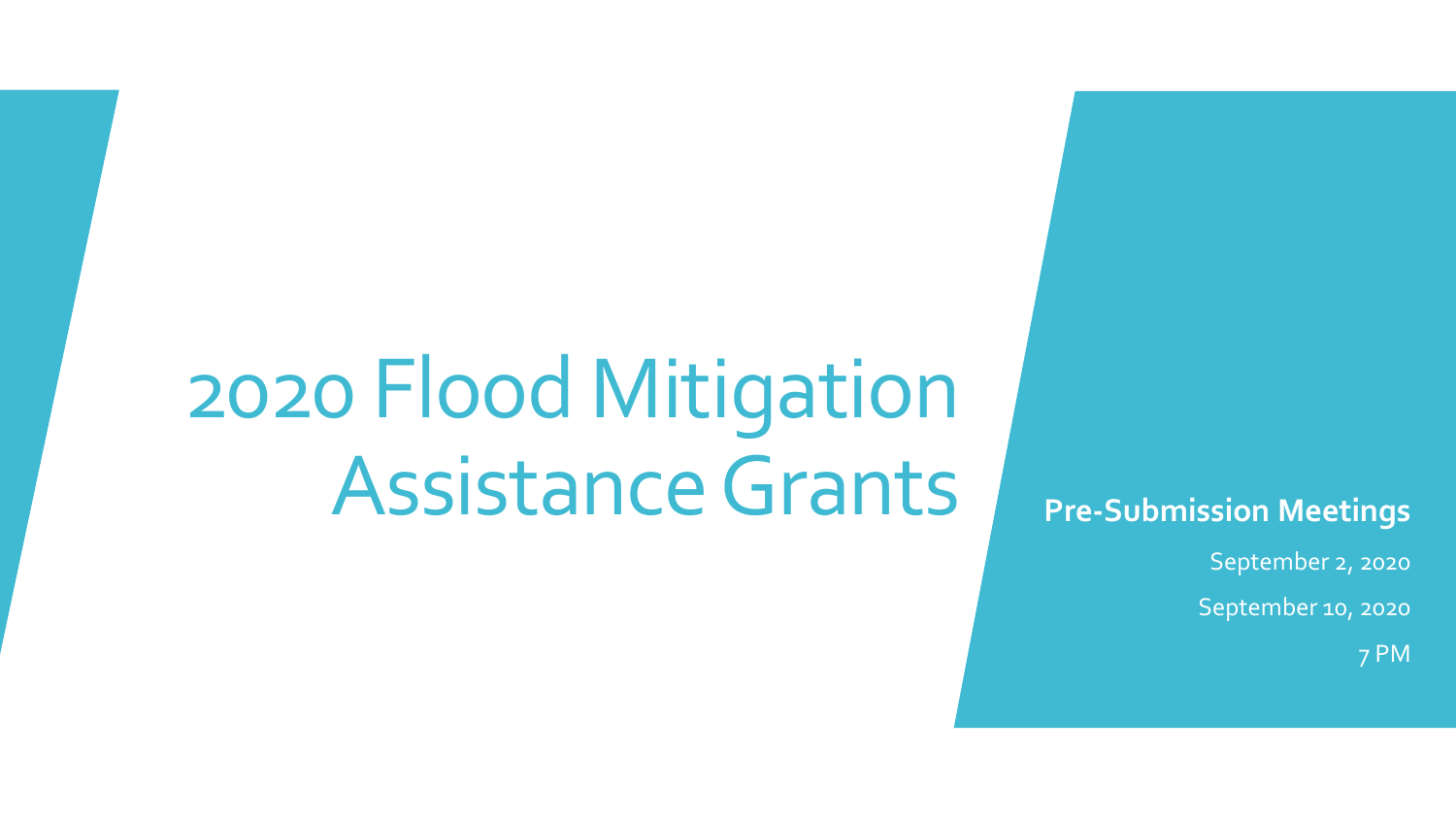# 2020 Flood Mitigation Assistance Grants

**Pre-Submission Meetings**

September 2, 2020

September 10, 2020

7 PM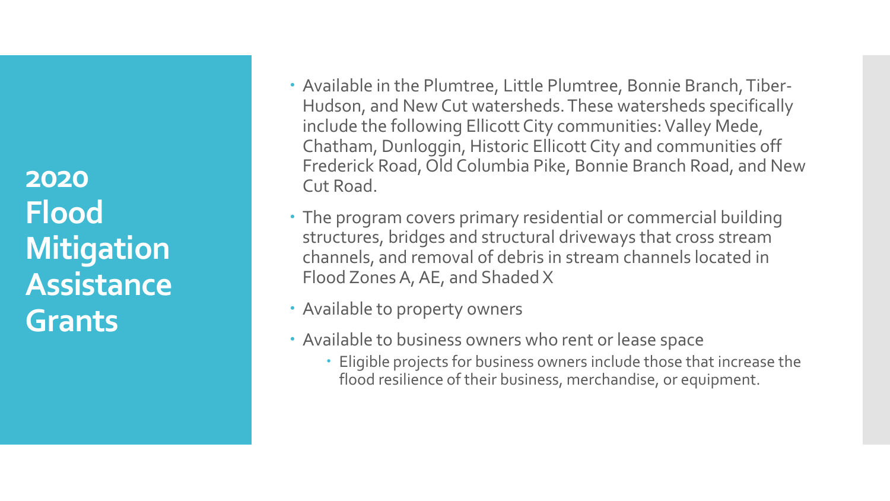# 2020 Flood Mitigation Assistance Grants

- Available in the Plumtree, Little Plumtree, Bonnie Branch, Tiber-Hudson, and New Cut watersheds. These watersheds specifically include the following Ellicott City communities: Valley Mede, Chatham, Dunloggin, Historic Ellicott City and communities off Frederick Road, Old Columbia Pike, Bonnie Branch Road, and New Cut Road.
- The program covers primary residential or commercial building structures, bridges and structural driveways that cross stream channels, and removal of debris in stream channels located in Flood Zones A, AE, and Shaded X
- Available to property owners
- Available to business owners who rent or lease space
  - Eligible projects for business owners include those that increase the flood resilience of their business, merchandise, or equipment.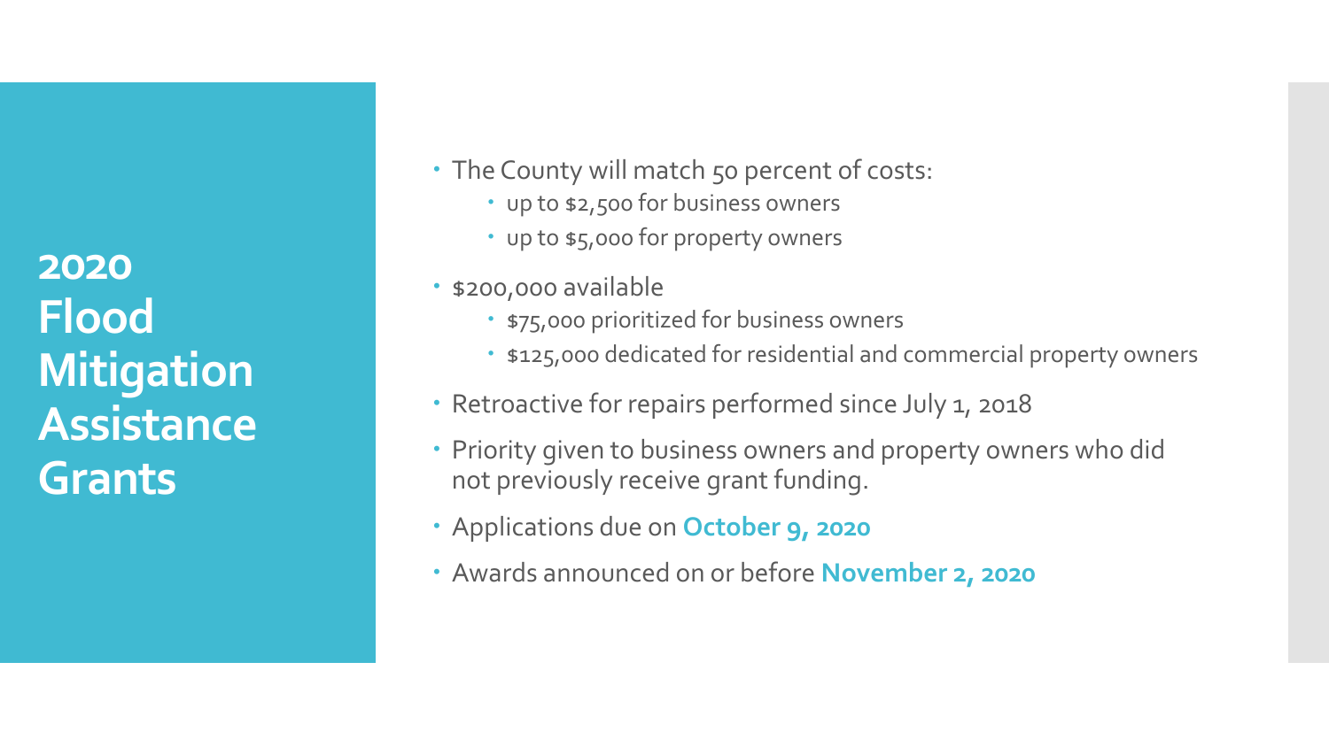# 2020 Flood Mitigation Assistance Grants

- The County will match 50 percent of costs:
  - up to $2,500 for business owners
  - up to $5,000 for property owners
- $200,000 available
  - $75,000 prioritized for business owners
  - $125,000 dedicated for residential and commercial property owners
- Retroactive for repairs performed since July 1, 2018
- Priority given to business owners and property owners who did not previously receive grant funding.
- Applications due on **October 9, 2020**
- Awards announced on or before **November 2, 2020**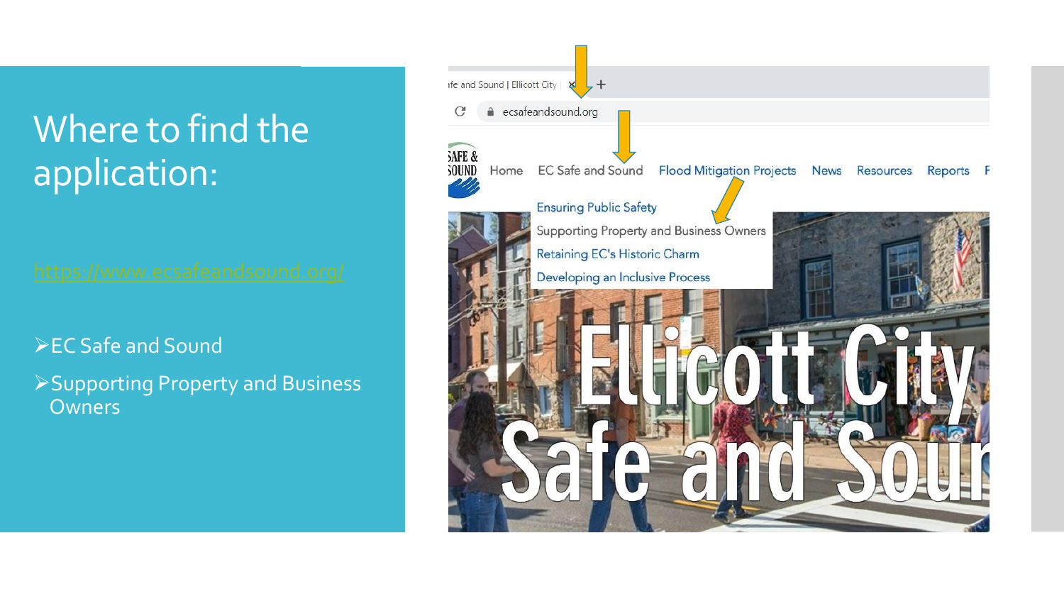# Where to find the application:

https://www.ecsafeandsound.org/

- EC Safe and Sound
- Supporting Property and Business Owners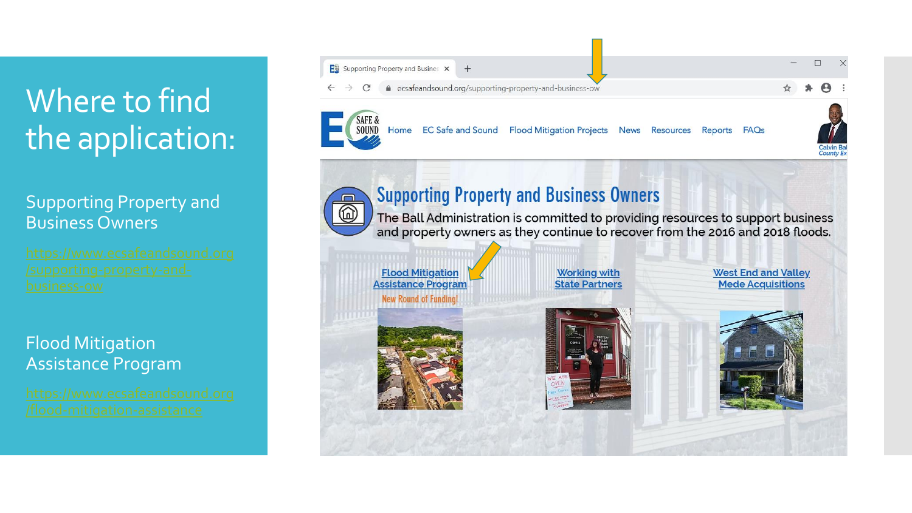# Where to find the application:

Supporting Property and Business Owners

https://www.ecsafeandsound.org/supporting-property-and-business-ow

Flood Mitigation Assistance Program

https://www.ecsafeandsound.org/flood-mitigation-assistance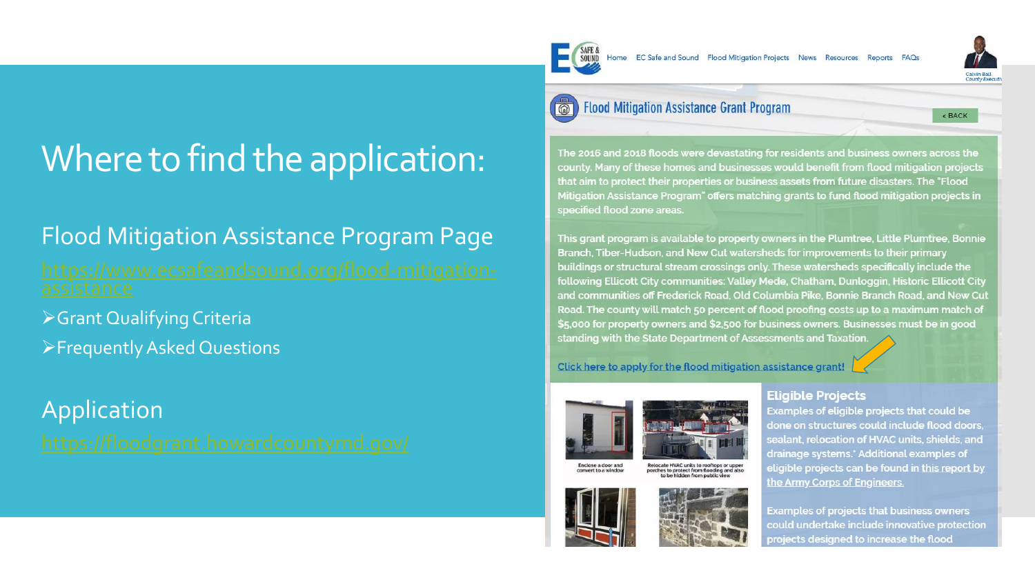# Where to find the application:

## Flood Mitigation Assistance Program Page

https://www.ecsafeandsound.org/flood-mitigation-assistance

- Grant Qualifying Criteria
- Frequently Asked Questions

## Application

https://floodgrant.howardcountymd.gov/

Home | EC Safe and Sound | Flood Mitigation Projects | News | Resources | Reports | FAQs

Calvin Ball
County Executive

### Flood Mitigation Assistance Grant Program

< BACK

The 2016 and 2018 floods were devastating for residents and business owners across the county. Many of these homes and businesses would benefit from flood mitigation projects that aim to protect their properties or business assets from future disasters. The "Flood Mitigation Assistance Program" offers matching grants to fund flood mitigation projects in specified flood zone areas.

This grant program is available to property owners in the Plumtree, Little Plumtree, Bonnie Branch, Tiber-Hudson, and New Cut watersheds for improvements to their primary buildings or structural stream crossings only. These watersheds specifically include the following Ellicott City communities: Valley Mede, Chatham, Dunloggin, Historic Ellicott City and communities off Frederick Road, Old Columbia Pike, Bonnie Branch Road, and New Cut Road. The county will match 50 percent of flood proofing costs up to a maximum match of $5,000 for property owners and $2,500 for business owners. Businesses must be in good standing with the State Department of Assessments and Taxation.

Click here to apply for the flood mitigation assistance grant!

Enclose a door and convert to a window

Relocate HVAC units to rooftops or upper porches to protect from flooding and also to be hidden from public view

**Eligible Projects**

Examples of eligible projects that could be done on structures could include flood doors, sealant, relocation of HVAC units, shields, and drainage systems.* Additional examples of eligible projects can be found in this report by the Army Corps of Engineers.

Examples of projects that business owners could undertake include innovative protection projects designed to increase the flood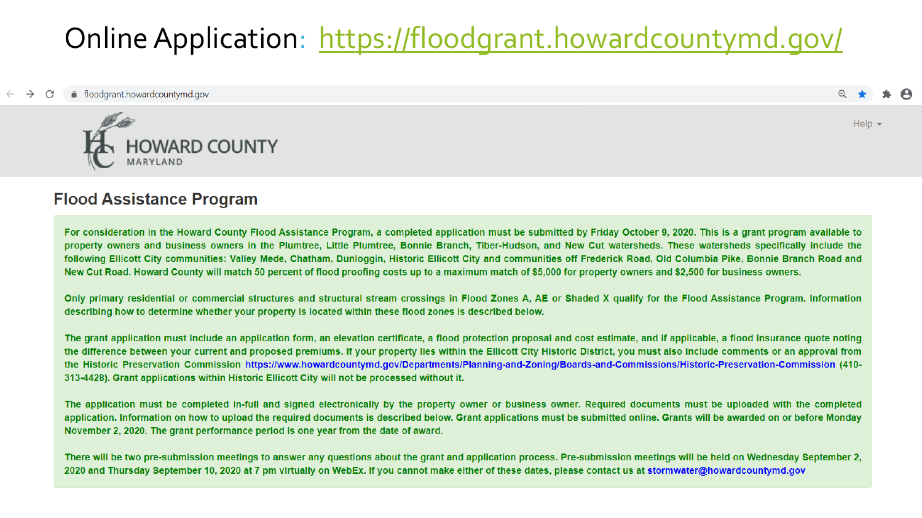# Online Application: https://floodgrant.howardcountymd.gov/

floodgrant.howardcountymd.gov

HOWARD COUNTY
MARYLAND

Help

## Flood Assistance Program

For consideration in the Howard County Flood Assistance Program, a completed application must be submitted by Friday October 9, 2020. This is a grant program available to property owners and business owners in the Plumtree, Little Plumtree, Bonnie Branch, Tiber-Hudson, and New Cut watersheds. These watersheds specifically include the following Ellicott City communities: Valley Mede, Chatham, Dunloggin, Historic Ellicott City and communities off Frederick Road, Old Columbia Pike, Bonnie Branch Road and New Cut Road. Howard County will match 50 percent of flood proofing costs up to a maximum match of $5,000 for property owners and $2,500 for business owners.

Only primary residential or commercial structures and structural stream crossings in Flood Zones A, AE or Shaded X qualify for the Flood Assistance Program. Information describing how to determine whether your property is located within these flood zones is described below.

The grant application must include an application form, an elevation certificate, a flood protection proposal and cost estimate, and if applicable, a flood insurance quote noting the difference between your current and proposed premiums. If your property lies within the Ellicott City Historic District, you must also include comments or an approval from the Historic Preservation Commission https://www.howardcountymd.gov/Departments/Planning-and-Zoning/Boards-and-Commissions/Historic-Preservation-Commission (410-313-4428). Grant applications within Historic Ellicott City will not be processed without it.

The application must be completed in-full and signed electronically by the property owner or business owner. Required documents must be uploaded with the completed application. Information on how to upload the required documents is described below. Grant applications must be submitted online. Grants will be awarded on or before Monday November 2, 2020. The grant performance period is one year from the date of award.

There will be two pre-submission meetings to answer any questions about the grant and application process. Pre-submission meetings will be held on Wednesday September 2, 2020 and Thursday September 10, 2020 at 7 pm virtually on WebEx. If you cannot make either of these dates, please contact us at stormwater@howardcountymd.gov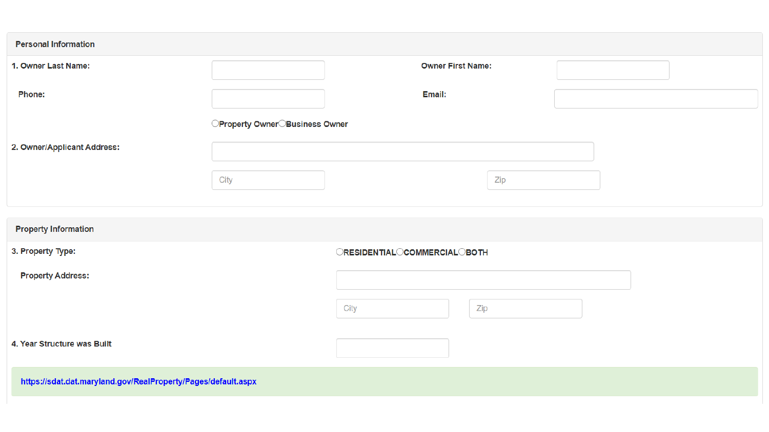## Personal Information

1. Owner Last Name: ____________ Owner First Name: ____________

Phone: ____________ Email: ____________

○ Property Owner ○ Business Owner

2. Owner/Applicant Address: ____________

City ____________ Zip ____________

## Property Information

3. Property Type: ○ RESIDENTIAL ○ COMMERCIAL ○ BOTH

Property Address: ____________

City ____________ Zip ____________

4. Year Structure was Built ____________

https://sdat.dat.maryland.gov/RealProperty/Pages/default.aspx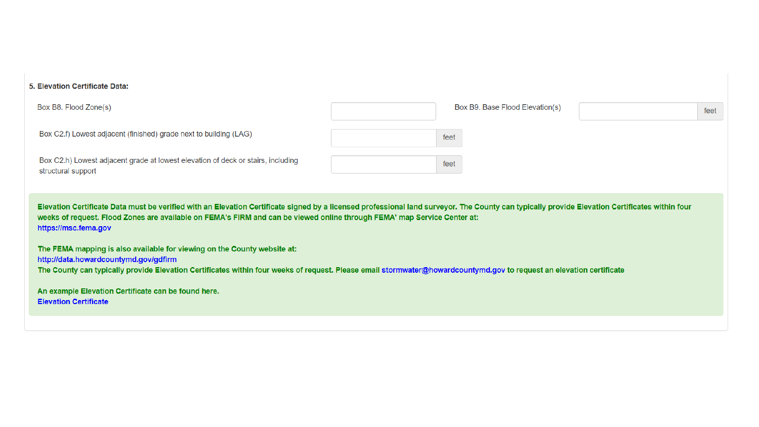**5. Elevation Certificate Data:**

Box B8. Flood Zone(s) ______

Box B9. Base Flood Elevation(s) ______ feet

Box C2.f) Lowest adjacent (finished) grade next to building (LAG) ______ feet

Box C2.h) Lowest adjacent grade at lowest elevation of deck or stairs, including structural support ______ feet

**Elevation Certificate Data must be verified with an Elevation Certificate signed by a licensed professional land surveyor. The County can typically provide Elevation Certificates within four weeks of request. Flood Zones are available on FEMA's FIRM and can be viewed online through FEMA' map Service Center at:**
https://msc.fema.gov

**The FEMA mapping is also available for viewing on the County website at:**
http://data.howardcountymd.gov/gdfirm
**The County can typically provide Elevation Certificates within four weeks of request. Please email** stormwater@howardcountymd.gov **to request an elevation certificate**

**An example Elevation Certificate can be found here.**
**Elevation Certificate**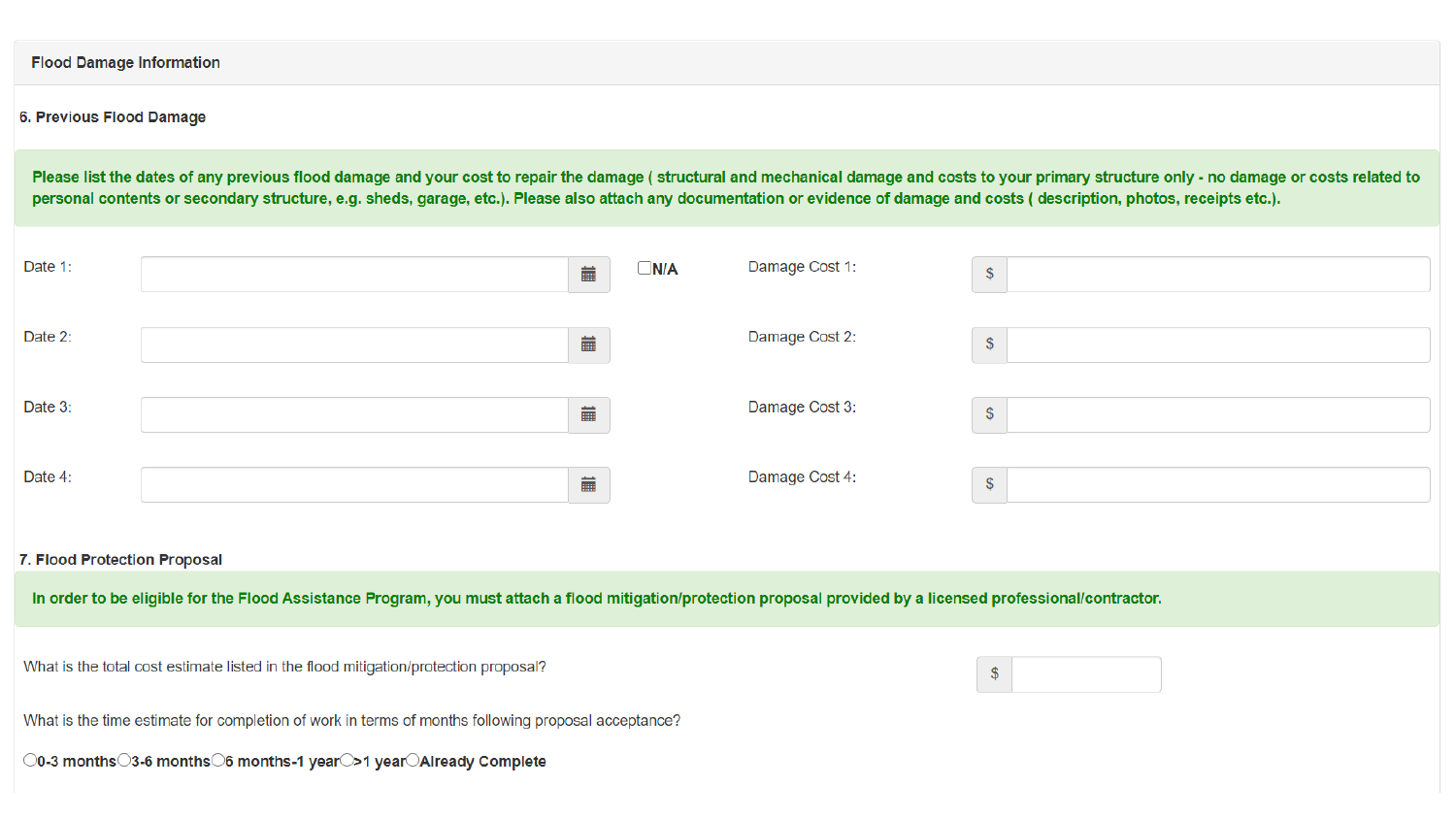## Flood Damage Information

### 6. Previous Flood Damage

**Please list the dates of any previous flood damage and your cost to repair the damage ( structural and mechanical damage and costs to your primary structure only - no damage or costs related to personal contents or secondary structure, e.g. sheds, garage, etc.). Please also attach any documentation or evidence of damage and costs ( description, photos, receipts etc.).**

| | | | | |
|---|---|---|---|---|
| Date 1: | | ☐ **N/A** | Damage Cost 1: | $ |
| Date 2: | | | Damage Cost 2: | $ |
| Date 3: | | | Damage Cost 3: | $ |
| Date 4: | | | Damage Cost 4: | $ |

### 7. Flood Protection Proposal

**In order to be eligible for the Flood Assistance Program, you must attach a flood mitigation/protection proposal provided by a licensed professional/contractor.**

What is the total cost estimate listed in the flood mitigation/protection proposal? $

What is the time estimate for completion of work in terms of months following proposal acceptance?

○ **0-3 months** ○ **3-6 months** ○ **6 months-1 year** ○ **>1 year** ○ **Already Complete**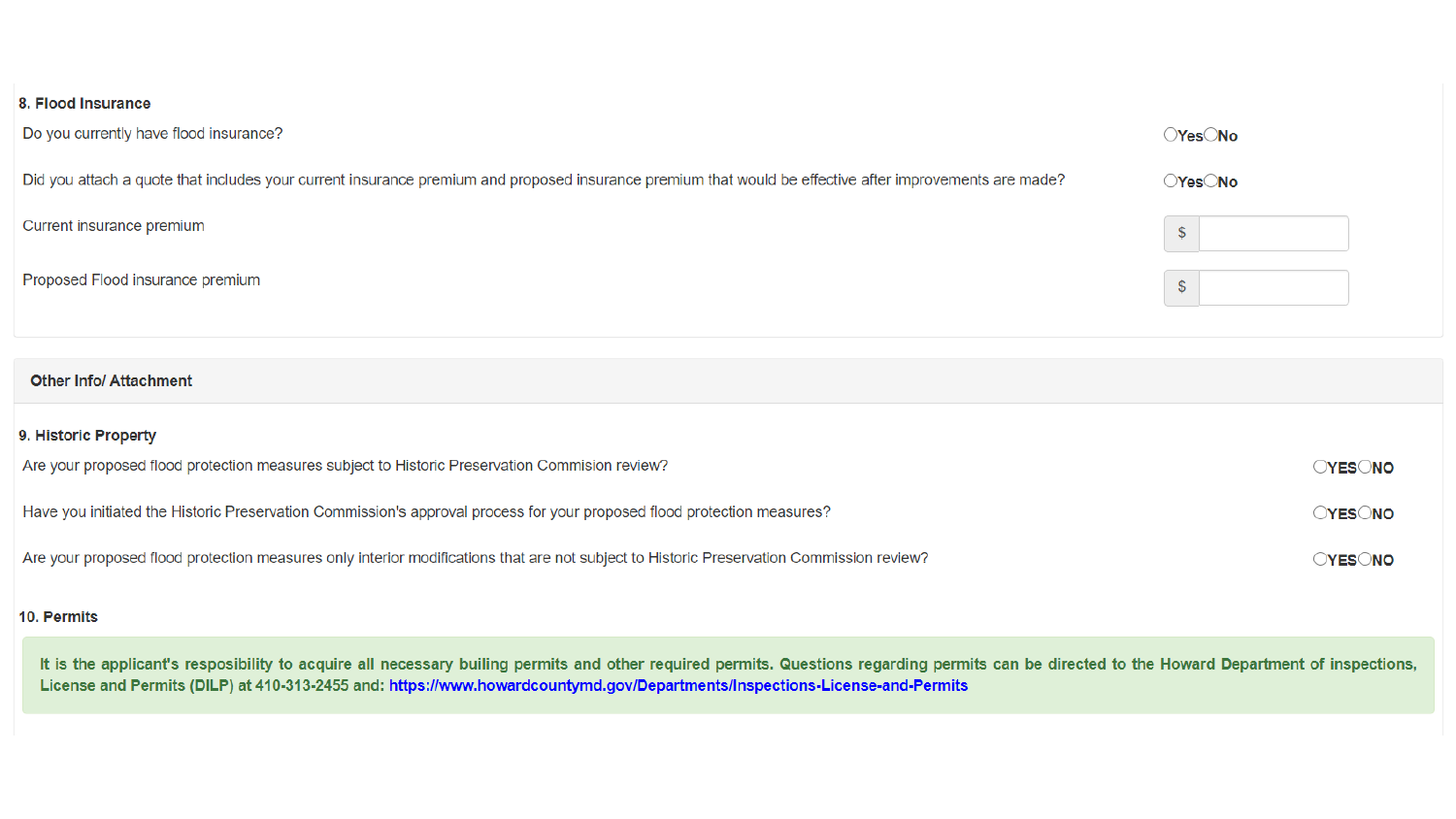### 8. Flood Insurance

Do you currently have flood insurance? ○Yes ○No

Did you attach a quote that includes your current insurance premium and proposed insurance premium that would be effective after improvements are made? ○Yes ○No

Current insurance premium $ ____

Proposed Flood insurance premium $ ____

## Other Info/ Attachment

### 9. Historic Property

Are your proposed flood protection measures subject to Historic Preservation Commision review? ○YES ○NO

Have you initiated the Historic Preservation Commission's approval process for your proposed flood protection measures? ○YES ○NO

Are your proposed flood protection measures only interior modifications that are not subject to Historic Preservation Commission review? ○YES ○NO

### 10. Permits

**It is the applicant's resposibility to acquire all necessary builing permits and other required permits. Questions regarding permits can be directed to the Howard Department of inspections, License and Permits (DILP) at 410-313-2455 and: https://www.howardcountymd.gov/Departments/Inspections-License-and-Permits**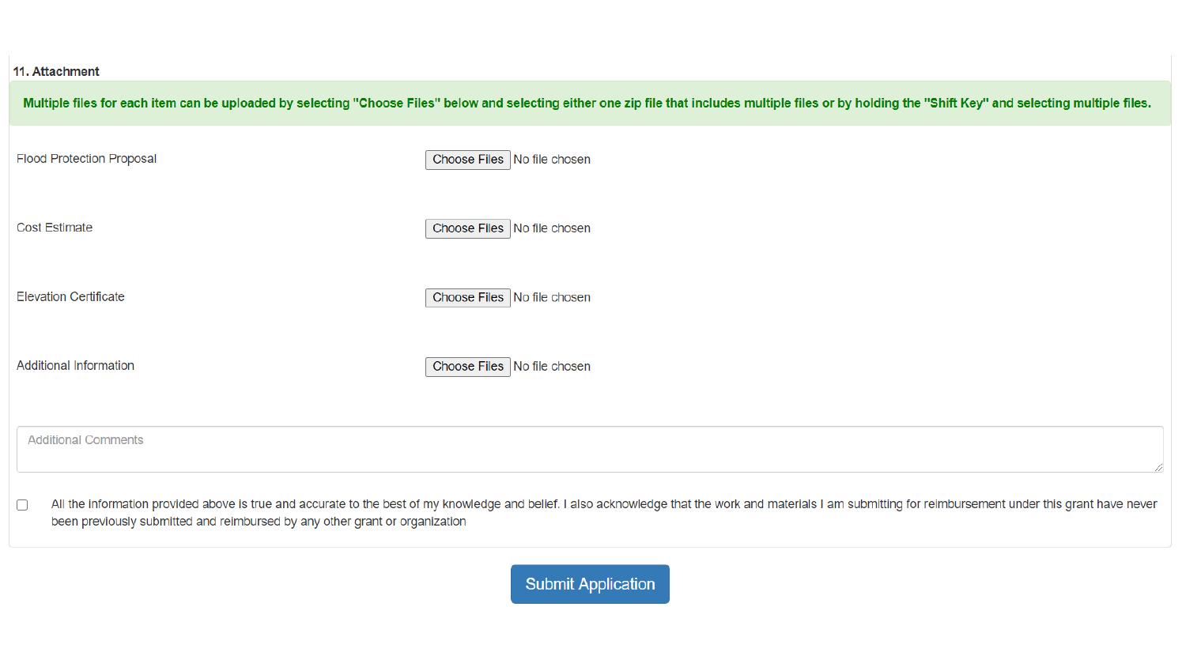### 11. Attachment

**Multiple files for each item can be uploaded by selecting "Choose Files" below and selecting either one zip file that includes multiple files or by holding the "Shift Key" and selecting multiple files.**

Flood Protection Proposal — Choose Files No file chosen

Cost Estimate — Choose Files No file chosen

Elevation Certificate — Choose Files No file chosen

Additional Information — Choose Files No file chosen

Additional Comments

☐ All the information provided above is true and accurate to the best of my knowledge and belief. I also acknowledge that the work and materials I am submitting for reimbursement under this grant have never been previously submitted and reimbursed by any other grant or organization

Submit Application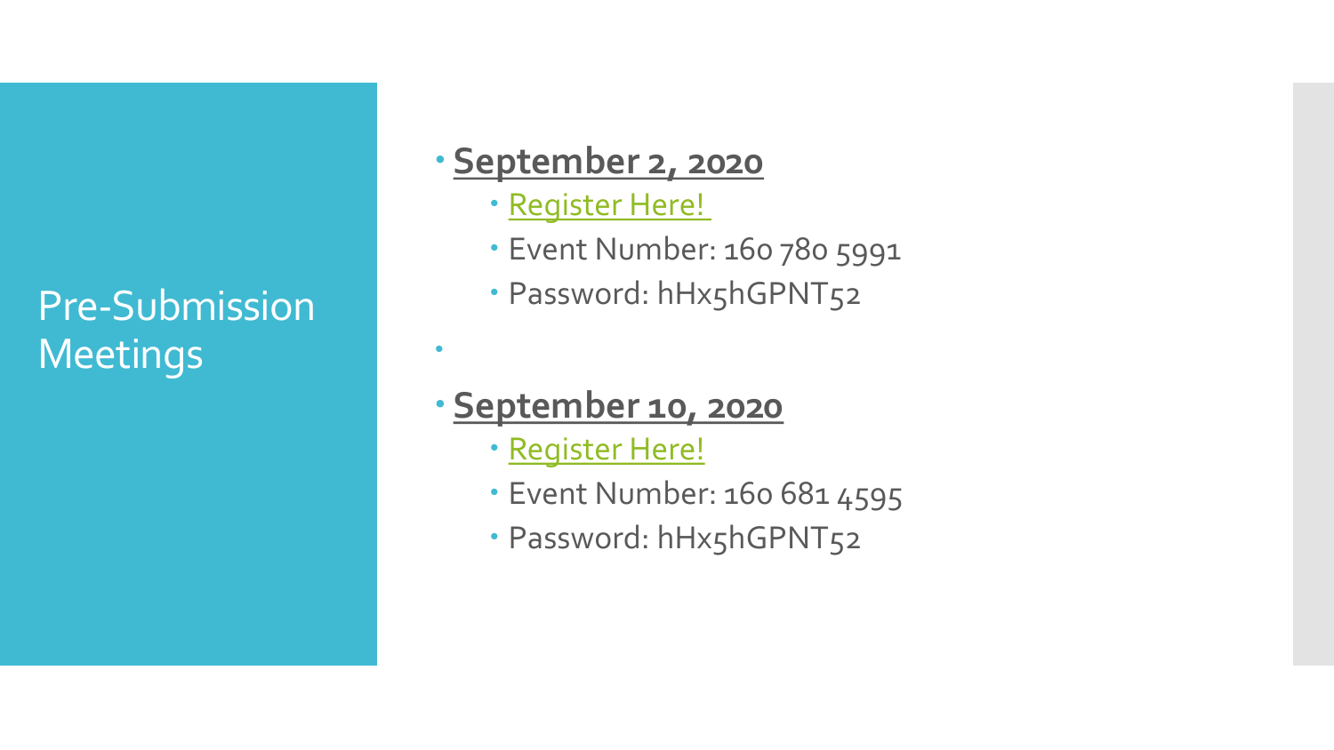# Pre-Submission Meetings

- **September 2, 2020**
  - Register Here!
  - Event Number: 160 780 5991
  - Password: hHx5hGPNT52

- **September 10, 2020**
  - Register Here!
  - Event Number: 160 681 4595
  - Password: hHx5hGPNT52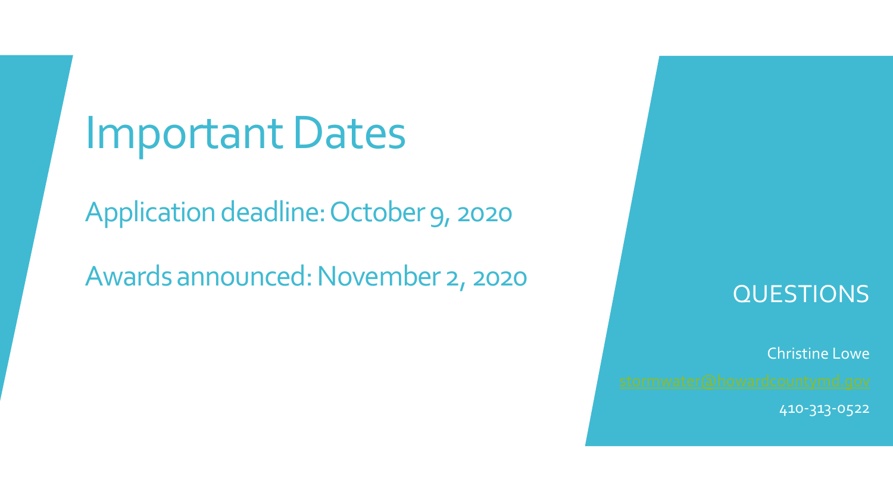# Important Dates

Application deadline: October 9, 2020

Awards announced: November 2, 2020

## QUESTIONS

Christine Lowe

stormwater@howardcountymd.gov

410-313-0522